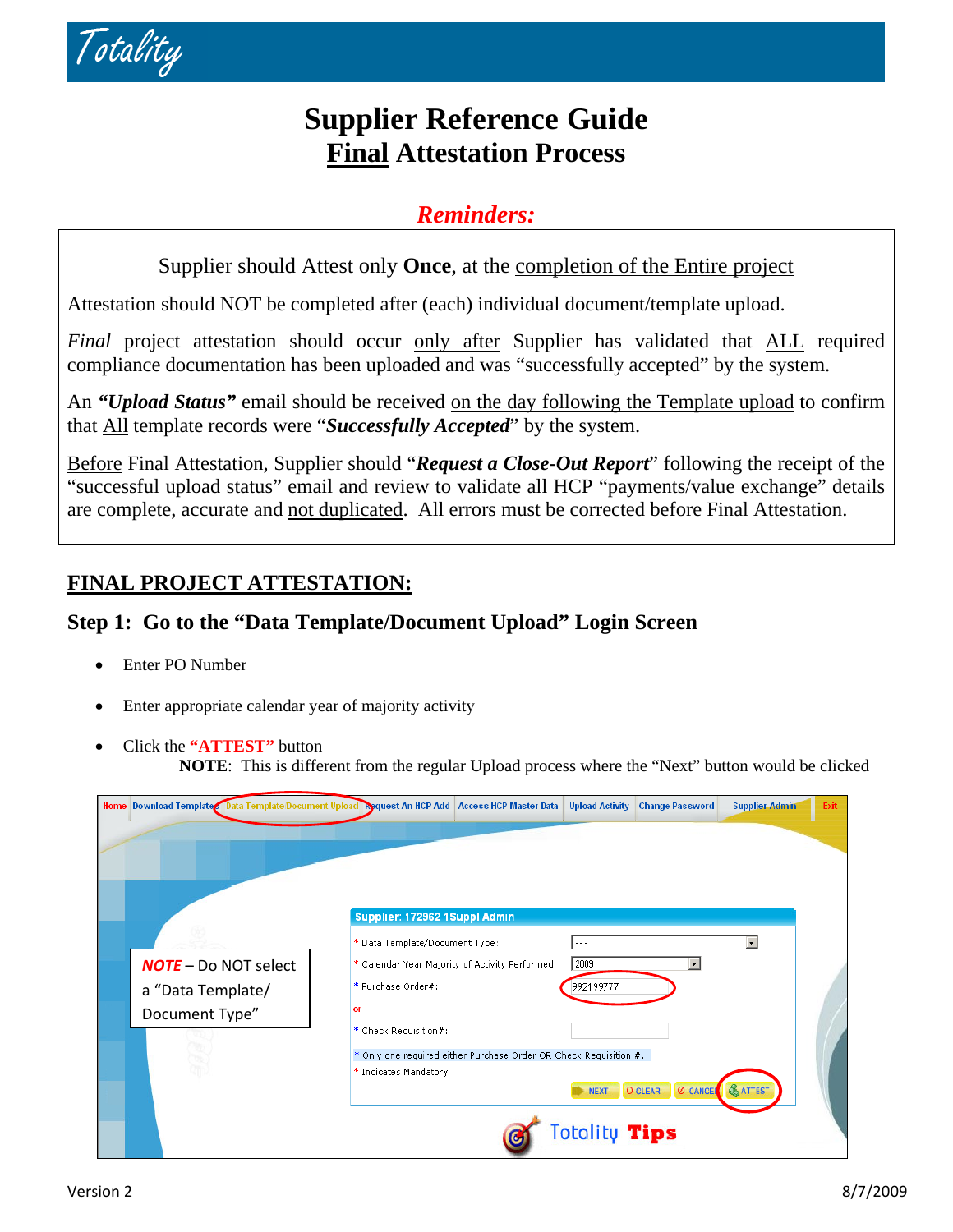Totality

# Supplier Reference Guide
# Final Attestation Process

## *Reminders:*

Supplier should Attest only **Once**, at the completion of the Entire project

Attestation should NOT be completed after (each) individual document/template upload.

*Final* project attestation should occur only after Supplier has validated that ALL required compliance documentation has been uploaded and was "successfully accepted" by the system.

An ***"Upload Status"*** email should be received on the day following the Template upload to confirm that All template records were "***Successfully Accepted***" by the system.

Before Final Attestation, Supplier should "***Request a Close-Out Report***" following the receipt of the "successful upload status" email and review to validate all HCP "payments/value exchange" details are complete, accurate and not duplicated. All errors must be corrected before Final Attestation.

## FINAL PROJECT ATTESTATION:

### Step 1: Go to the "Data Template/Document Upload" Login Screen

- Enter PO Number
- Enter appropriate calendar year of majority activity
- Click the **"ATTEST"** button

  **NOTE**: This is different from the regular Upload process where the "Next" button would be clicked

Home | Download Templates | Data Template Document Upload | Request An HCP Add | Access HCP Master Data | Upload Activity | Change Password | Supplier Admin | Exit

Supplier: 172962 1Suppl Admin

- \* Data Template/Document Type: ---
- \* Calendar Year Majority of Activity Performed: 2009
- \* Purchase Order#: 992199777
- or
- \* Check Requisition#:
- \* Only one required either Purchase Order OR Check Requisition #.
- \* Indicates Mandatory

NEXT | CLEAR | CANCEL | ATTEST

*NOTE* – Do NOT select a "Data Template/ Document Type"

Totality Tips

Version 2 8/7/2009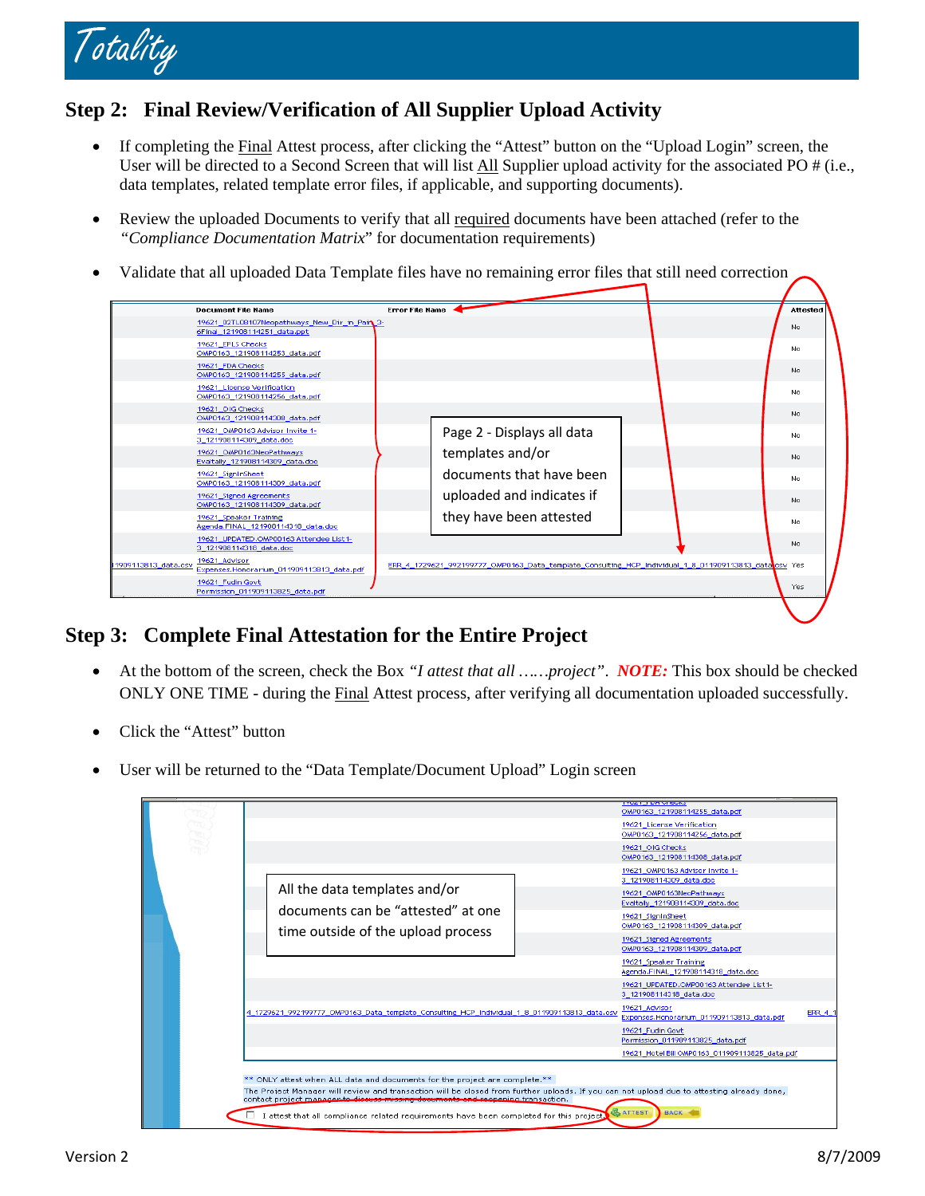## Step 2: Final Review/Verification of All Supplier Upload Activity

- If completing the Final Attest process, after clicking the "Attest" button on the "Upload Login" screen, the User will be directed to a Second Screen that will list All Supplier upload activity for the associated PO # (i.e., data templates, related template error files, if applicable, and supporting documents).
- Review the uploaded Documents to verify that all required documents have been attached (refer to the *"Compliance Documentation Matrix"* for documentation requirements)
- Validate that all uploaded Data Template files have no remaining error files that still need correction

| | Document File Name | Error File Name | Attested |
|---|---|---|---|
| | 19621_02TL08107Neopathways_New_Dir_in_Pain_3-6Final_121908114251_data.ppt | | No |
| | 19621_EPLS Checks OMP0163_121908114253_data.pdf | | No |
| | 19621_FDA Checks OMP0163_121908114255_data.pdf | | No |
| | 19621_License Verification OMP0163_121908114256_data.pdf | | No |
| | 19621_OIG Checks OMP0163_121908114308_data.pdf | | No |
| | 19621_OMP0163 Advisor Invite 1-3_121908114309_data.doc | | No |
| | 19621_OMP0163NeoPathways Evaltally_121908114309_data.doc | | No |
| | 19621_SignInSheet OMP0163_121908114309_data.pdf | | No |
| | 19621_Signed Agreements OMP0163_121908114309_data.pdf | | No |
| | 19621_Speaker Training Agenda.FINAL_121908114318_data.doc | | No |
| | 19621_UPDATED.OMP00163 Attendee List1-3_121908114318_data.doc | | No |
| 1909113813_data.csv | 19621_Advisor Expenses.Honorarium_011909113813_data.pdf | ERR_4_1729621_992199777_OMP0163_Data_template_Consulting_HCP_Individual_1_8_011909113813_data.csv | Yes |
| | 19621_Fudin Govt Permission_011909113825_data.pdf | | Yes |

Page 2 - Displays all data templates and/or documents that have been uploaded and indicates if they have been attested

## Step 3: Complete Final Attestation for the Entire Project

- At the bottom of the screen, check the Box *"I attest that all ……project"*. ***NOTE:*** This box should be checked ONLY ONE TIME - during the Final Attest process, after verifying all documentation uploaded successfully.
- Click the "Attest" button
- User will be returned to the "Data Template/Document Upload" Login screen

All the data templates and/or documents can be "attested" at one time outside of the upload process

19621_FDA Checks OMP0163_121908114255_data.pdf
19621_License Verification OMP0163_121908114256_data.pdf
19621_OIG Checks OMP0163_121908114308_data.pdf
19621_OMP0163 Advisor Invite 1-3_121908114309_data.doc
19621_OMP0163NeoPathways Evaltally_121908114309_data.doc
19621_SignInSheet OMP0163_121908114309_data.pdf
19621_Signed Agreements OMP0163_121908114309_data.pdf
19621_Speaker Training Agenda.FINAL_121908114318_data.doc
19621_UPDATED.OMP00163 Attendee List1-3_121908114318_data.doc
4_1729621_992199777_OMP0163_Data_template_Consulting_HCP_Individual_1_8_011909113813_data.csv — 19621_Advisor Expenses.Honorarium_011909113813_data.pdf — ERR_4_1
19621_Fudin Govt Permission_011909113825_data.pdf
19621_Hotel Bill OMP0163_011909113825_data.pdf

** ONLY attest when ALL data and documents for the project are complete.**
The Project Manager will review and transaction will be closed from further uploads. If you can not upload due to attesting already done, contact project manager to discuss missing documents and reopening transaction.

☐ I attest that all compliance related requirements have been completed for this project. [ATTEST] [BACK]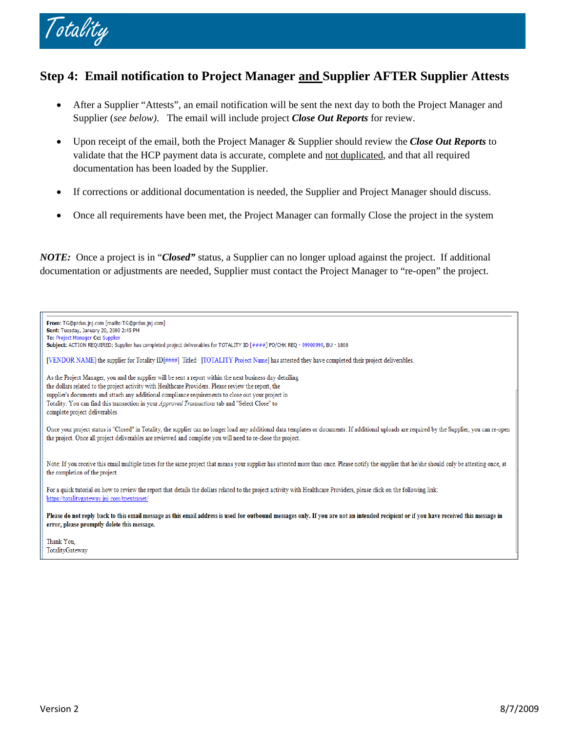## Step 4: Email notification to Project Manager and Supplier AFTER Supplier Attests

- After a Supplier "Attests", an email notification will be sent the next day to both the Project Manager and Supplier (*see below)*. The email will include project ***Close Out Reports*** for review.
- Upon receipt of the email, both the Project Manager & Supplier should review the ***Close Out Reports*** to validate that the HCP payment data is accurate, complete and not duplicated, and that all required documentation has been loaded by the Supplier.
- If corrections or additional documentation is needed, the Supplier and Project Manager should discuss.
- Once all requirements have been met, the Project Manager can formally Close the project in the system

***NOTE:*** Once a project is in "***Closed"*** status, a Supplier can no longer upload against the project. If additional documentation or adjustments are needed, Supplier must contact the Project Manager to "re-open" the project.

**From:** TG@prdus.jnj.com [mailto:TG@prdus.jnj.com]
**Sent:** Tuesday, January 20, 2009 2:45 PM
**To:** Project Manager **Cc:** Supplier
**Subject:** ACTION REQUIRED: Supplier has completed project deliverables for TOTALITY ID [####] PO/CHK REQ - 99900999, BU - 1860

[VENDOR NAME] the supplier for Totality ID[####] Titled [TOTALITY Project Name] has attested they have completed their project deliverables.

As the Project Manager, you and the supplier will be sent a report within the next business day detailing the dollars related to the project activity with Healthcare Providers. Please review the report, the supplier's documents and attach any additional compliance requirements to close out your project in Totality. You can find this transaction in your *Approved Transactions* tab and "Select Close" to complete project deliverables.

Once your project status is "Closed" in Totality, the supplier can no longer load any additional data templates or documents. If additional uploads are required by the Supplier, you can re-open the project. Once all project deliverables are reviewed and complete you will need to re-close the project.

Note: If you receive this email multiple times for the same project that means your supplier has attested more than once. Please notify the supplier that he/she should only be attesting once, at the completion of the project.

For a quick tutorial on how to review the report that details the dollars related to the project activity with Healthcare Providers, please click on the following link:
https://totalitygateway.jnj.com/tpextranet/

**Please do not reply back to this email message as this email address is used for outbound messages only. If you are not an intended recipient or if you have received this message in error, please promptly delete this message.**

Thank You,
TotalityGateway